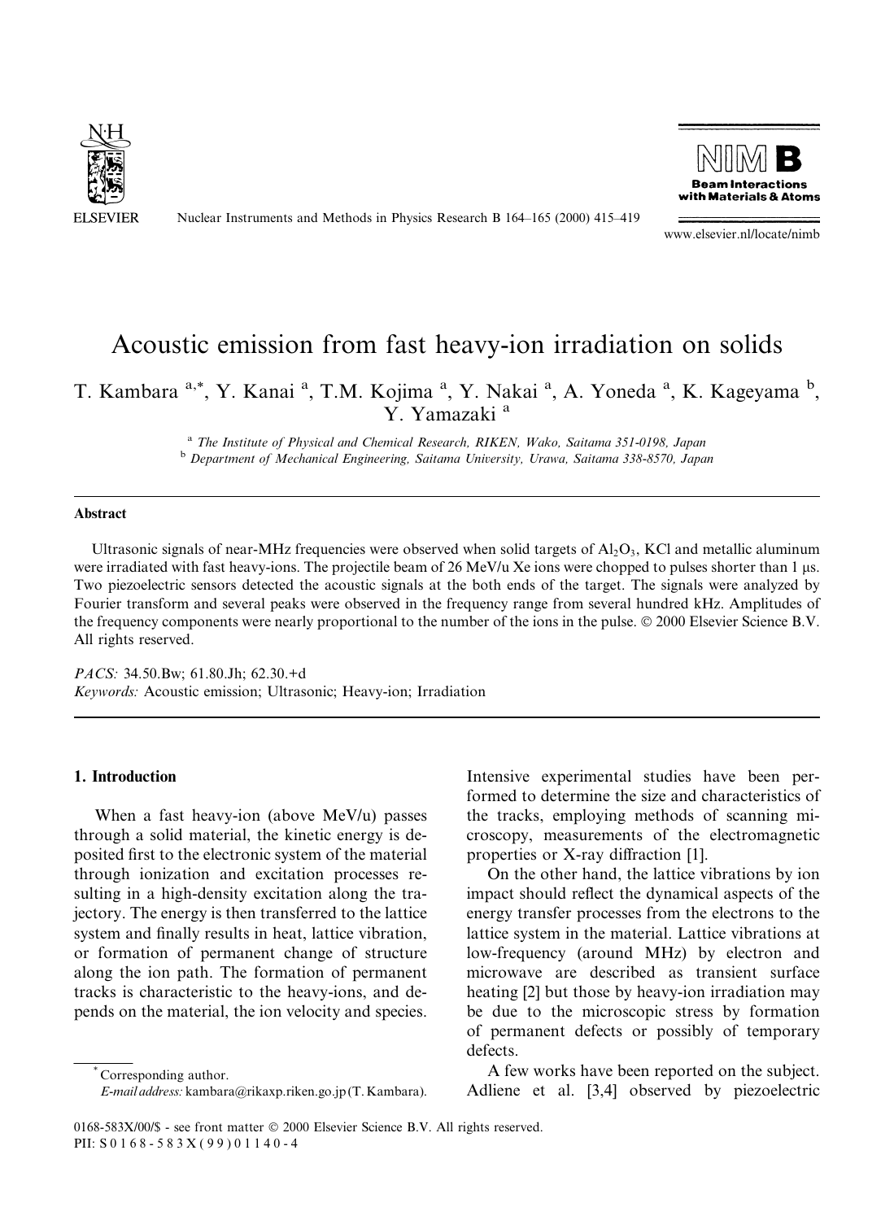# Acoustic emission from fast heavy-ion irradiation on solids

T. Kambara [a,*], Y. Kanai [a], T.M. Kojima [a], Y. Nakai [a], A. Yoneda [a], K. Kageyama [b], Y. Yamazaki [a]

[a] The Institute of Physical and Chemical Research, RIKEN, Wako, Saitama 351-0198, Japan

[b] Department of Mechanical Engineering, Saitama University, Urawa, Saitama 338-8570, Japan

## Abstract

Ultrasonic signals of near-MHz frequencies were observed when solid targets of $Al_2O_3$, KCl and metallic aluminum were irradiated with fast heavy-ions. The projectile beam of 26 MeV/u Xe ions were chopped to pulses shorter than 1 μs. Two piezoelectric sensors detected the acoustic signals at the both ends of the target. The signals were analyzed by Fourier transform and several peaks were observed in the frequency range from several hundred kHz. Amplitudes of the frequency components were nearly proportional to the number of the ions in the pulse. © 2000 Elsevier Science B.V. All rights reserved.

*PACS:* 34.50.Bw; 61.80.Jh; 62.30.+d

*Keywords:* Acoustic emission; Ultrasonic; Heavy-ion; Irradiation

## 1. Introduction

When a fast heavy-ion (above MeV/u) passes through a solid material, the kinetic energy is deposited first to the electronic system of the material through ionization and excitation processes resulting in a high-density excitation along the trajectory. The energy is then transferred to the lattice system and finally results in heat, lattice vibration, or formation of permanent change of structure along the ion path. The formation of permanent tracks is characteristic to the heavy-ions, and depends on the material, the ion velocity and species. Intensive experimental studies have been performed to determine the size and characteristics of the tracks, employing methods of scanning microscopy, measurements of the electromagnetic properties or X-ray diffraction [1].

On the other hand, the lattice vibrations by ion impact should reflect the dynamical aspects of the energy transfer processes from the electrons to the lattice system in the material. Lattice vibrations at low-frequency (around MHz) by electron and microwave are described as transient surface heating [2] but those by heavy-ion irradiation may be due to the microscopic stress by formation of permanent defects or possibly of temporary defects.

A few works have been reported on the subject. Adliene et al. [3,4] observed by piezoelectric

* Corresponding author.
*E-mail address:* kambara@rikaxp.riken.go.jp (T. Kambara).

0168-583X/00/$ - see front matter © 2000 Elsevier Science B.V. All rights reserved.
PII: S0168-583X(99)01140-4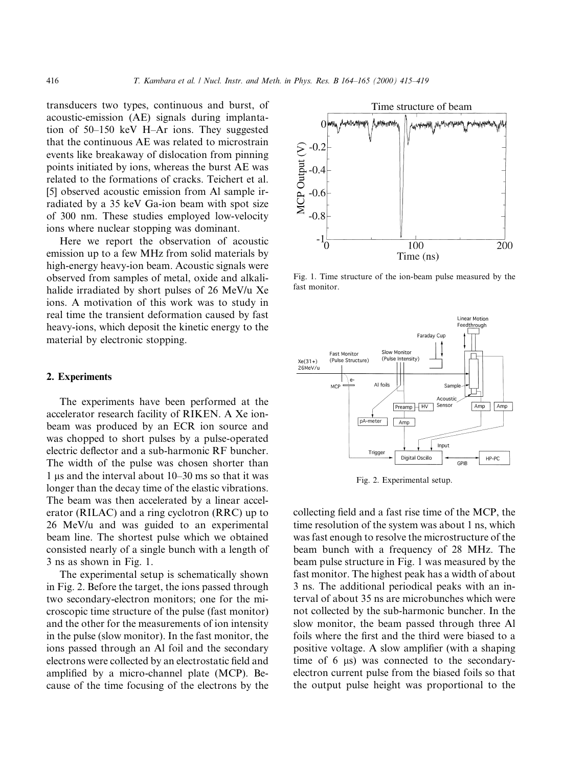transducers two types, continuous and burst, of acoustic-emission (AE) signals during implantation of 50–150 keV H–Ar ions. They suggested that the continuous AE was related to microstrain events like breakaway of dislocation from pinning points initiated by ions, whereas the burst AE was related to the formations of cracks. Teichert et al. [5] observed acoustic emission from Al sample irradiated by a 35 keV Ga-ion beam with spot size of 300 nm. These studies employed low-velocity ions where nuclear stopping was dominant.

Here we report the observation of acoustic emission up to a few MHz from solid materials by high-energy heavy-ion beam. Acoustic signals were observed from samples of metal, oxide and alkali-halide irradiated by short pulses of 26 MeV/u Xe ions. A motivation of this work was to study in real time the transient deformation caused by fast heavy-ions, which deposit the kinetic energy to the material by electronic stopping.

## 2. Experiments

The experiments have been performed at the accelerator research facility of RIKEN. A Xe ion-beam was produced by an ECR ion source and was chopped to short pulses by a pulse-operated electric deflector and a sub-harmonic RF buncher. The width of the pulse was chosen shorter than 1 μs and the interval about 10–30 ms so that it was longer than the decay time of the elastic vibrations. The beam was then accelerated by a linear accelerator (RILAC) and a ring cyclotron (RRC) up to 26 MeV/u and was guided to an experimental beam line. The shortest pulse which we obtained consisted nearly of a single bunch with a length of 3 ns as shown in Fig. 1.

The experimental setup is schematically shown in Fig. 2. Before the target, the ions passed through two secondary-electron monitors; one for the microscopic time structure of the pulse (fast monitor) and the other for the measurements of ion intensity in the pulse (slow monitor). In the fast monitor, the ions passed through an Al foil and the secondary electrons were collected by an electrostatic field and amplified by a micro-channel plate (MCP). Because of the time focusing of the electrons by the collecting field and a fast rise time of the MCP, the time resolution of the system was about 1 ns, which was fast enough to resolve the microstructure of the beam bunch with a frequency of 28 MHz. The beam pulse structure in Fig. 1 was measured by the fast monitor. The highest peak has a width of about 3 ns. The additional periodical peaks with an interval of about 35 ns are microbunches which were not collected by the sub-harmonic buncher. In the slow monitor, the beam passed through three Al foils where the first and the third were biased to a positive voltage. A slow amplifier (with a shaping time of 6 μs) was connected to the secondary-electron current pulse from the biased foils so that the output pulse height was proportional to the

Fig. 1. Time structure of the ion-beam pulse measured by the fast monitor.

Fig. 2. Experimental setup.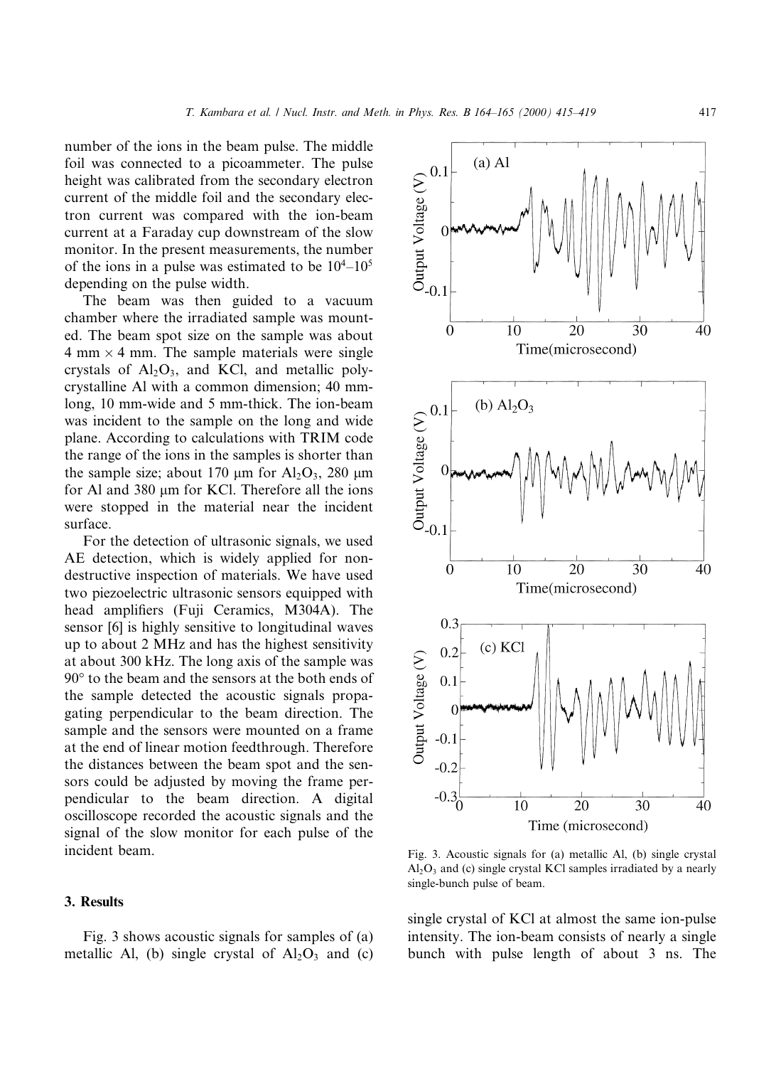number of the ions in the beam pulse. The middle foil was connected to a picoammeter. The pulse height was calibrated from the secondary electron current of the middle foil and the secondary electron current was compared with the ion-beam current at a Faraday cup downstream of the slow monitor. In the present measurements, the number of the ions in a pulse was estimated to be $10^4$–$10^5$ depending on the pulse width.

The beam was then guided to a vacuum chamber where the irradiated sample was mounted. The beam spot size on the sample was about 4 mm × 4 mm. The sample materials were single crystals of $Al_2O_3$, and KCl, and metallic polycrystalline Al with a common dimension; 40 mm-long, 10 mm-wide and 5 mm-thick. The ion-beam was incident to the sample on the long and wide plane. According to calculations with TRIM code the range of the ions in the samples is shorter than the sample size; about 170 μm for $Al_2O_3$, 280 μm for Al and 380 μm for KCl. Therefore all the ions were stopped in the material near the incident surface.

For the detection of ultrasonic signals, we used AE detection, which is widely applied for non-destructive inspection of materials. We have used two piezoelectric ultrasonic sensors equipped with head amplifiers (Fuji Ceramics, M304A). The sensor [6] is highly sensitive to longitudinal waves up to about 2 MHz and has the highest sensitivity at about 300 kHz. The long axis of the sample was 90° to the beam and the sensors at the both ends of the sample detected the acoustic signals propagating perpendicular to the beam direction. The sample and the sensors were mounted on a frame at the end of linear motion feedthrough. Therefore the distances between the beam spot and the sensors could be adjusted by moving the frame perpendicular to the beam direction. A digital oscilloscope recorded the acoustic signals and the signal of the slow monitor for each pulse of the incident beam.

Fig. 3. Acoustic signals for (a) metallic Al, (b) single crystal $Al_2O_3$ and (c) single crystal KCl samples irradiated by a nearly single-bunch pulse of beam.

## 3. Results

Fig. 3 shows acoustic signals for samples of (a) metallic Al, (b) single crystal of $Al_2O_3$ and (c) single crystal of KCl at almost the same ion-pulse intensity. The ion-beam consists of nearly a single bunch with pulse length of about 3 ns. The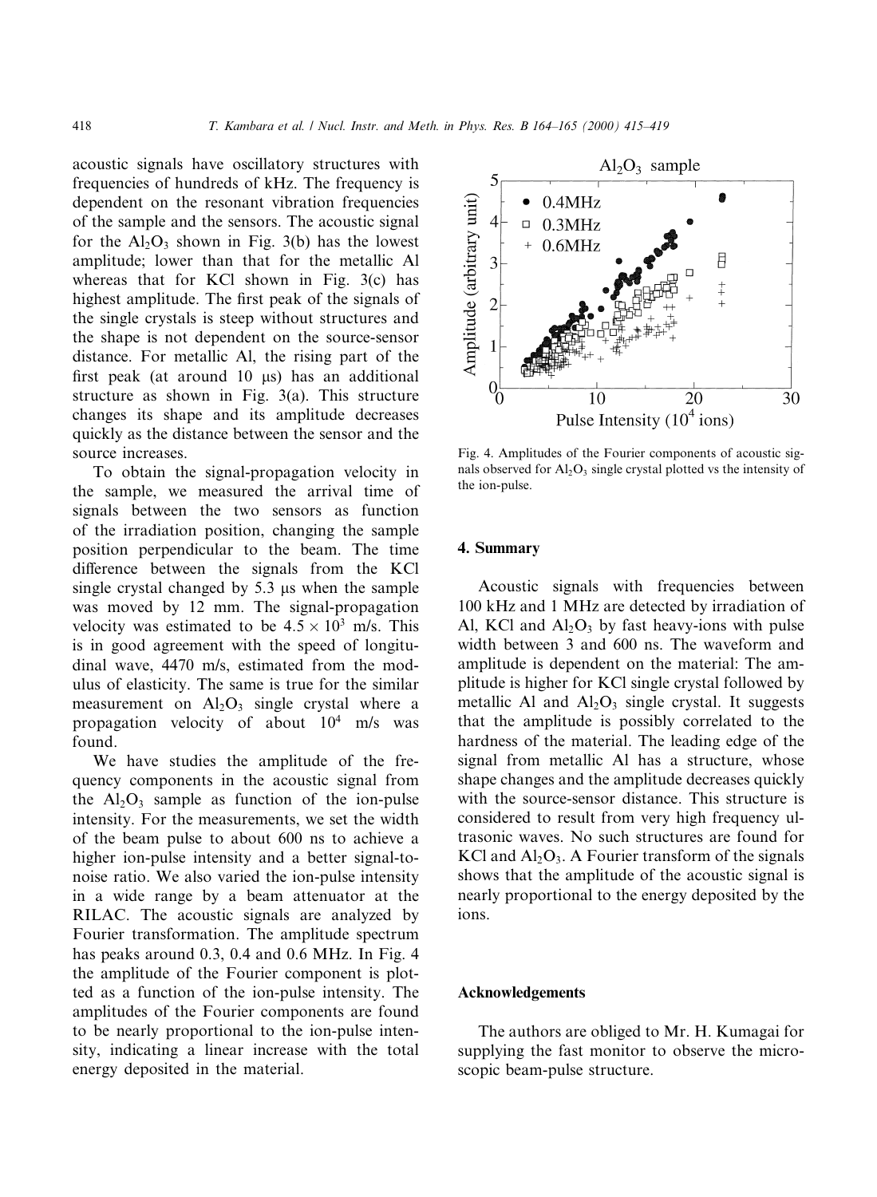acoustic signals have oscillatory structures with frequencies of hundreds of kHz. The frequency is dependent on the resonant vibration frequencies of the sample and the sensors. The acoustic signal for the $Al_2O_3$ shown in Fig. 3(b) has the lowest amplitude; lower than that for the metallic Al whereas that for KCl shown in Fig. 3(c) has highest amplitude. The first peak of the signals of the single crystals is steep without structures and the shape is not dependent on the source-sensor distance. For metallic Al, the rising part of the first peak (at around 10 μs) has an additional structure as shown in Fig. 3(a). This structure changes its shape and its amplitude decreases quickly as the distance between the sensor and the source increases.

To obtain the signal-propagation velocity in the sample, we measured the arrival time of signals between the two sensors as function of the irradiation position, changing the sample position perpendicular to the beam. The time difference between the signals from the KCl single crystal changed by 5.3 μs when the sample was moved by 12 mm. The signal-propagation velocity was estimated to be $4.5 \times 10^3$ m/s. This is in good agreement with the speed of longitudinal wave, 4470 m/s, estimated from the modulus of elasticity. The same is true for the similar measurement on $Al_2O_3$ single crystal where a propagation velocity of about $10^4$ m/s was found.

We have studies the amplitude of the frequency components in the acoustic signal from the $Al_2O_3$ sample as function of the ion-pulse intensity. For the measurements, we set the width of the beam pulse to about 600 ns to achieve a higher ion-pulse intensity and a better signal-to-noise ratio. We also varied the ion-pulse intensity in a wide range by a beam attenuator at the RILAC. The acoustic signals are analyzed by Fourier transformation. The amplitude spectrum has peaks around 0.3, 0.4 and 0.6 MHz. In Fig. 4 the amplitude of the Fourier component is plotted as a function of the ion-pulse intensity. The amplitudes of the Fourier components are found to be nearly proportional to the ion-pulse intensity, indicating a linear increase with the total energy deposited in the material.

Fig. 4. Amplitudes of the Fourier components of acoustic signals observed for $Al_2O_3$ single crystal plotted vs the intensity of the ion-pulse.

## 4. Summary

Acoustic signals with frequencies between 100 kHz and 1 MHz are detected by irradiation of Al, KCl and $Al_2O_3$ by fast heavy-ions with pulse width between 3 and 600 ns. The waveform and amplitude is dependent on the material: The amplitude is higher for KCl single crystal followed by metallic Al and $Al_2O_3$ single crystal. It suggests that the amplitude is possibly correlated to the hardness of the material. The leading edge of the signal from metallic Al has a structure, whose shape changes and the amplitude decreases quickly with the source-sensor distance. This structure is considered to result from very high frequency ultrasonic waves. No such structures are found for KCl and $Al_2O_3$. A Fourier transform of the signals shows that the amplitude of the acoustic signal is nearly proportional to the energy deposited by the ions.

## Acknowledgements

The authors are obliged to Mr. H. Kumagai for supplying the fast monitor to observe the microscopic beam-pulse structure.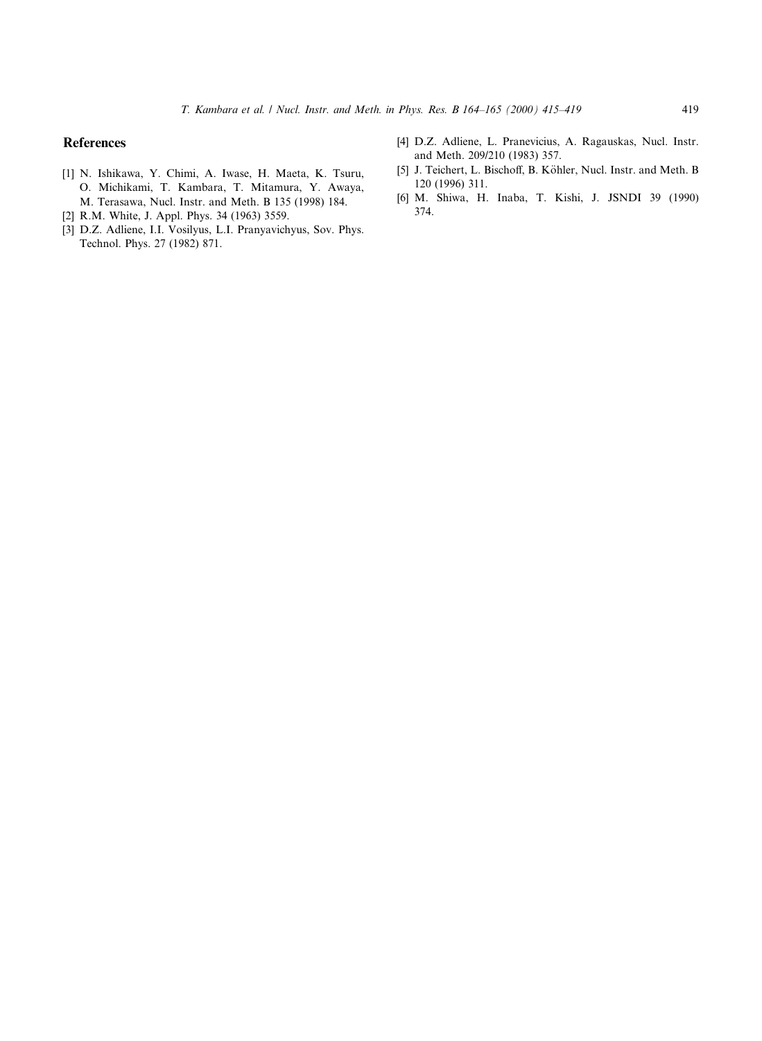## References

[1] N. Ishikawa, Y. Chimi, A. Iwase, H. Maeta, K. Tsuru, O. Michikami, T. Kambara, T. Mitamura, Y. Awaya, M. Terasawa, Nucl. Instr. and Meth. B 135 (1998) 184.

[2] R.M. White, J. Appl. Phys. 34 (1963) 3559.

[3] D.Z. Adliene, I.I. Vosilyus, L.I. Pranyavichyus, Sov. Phys. Technol. Phys. 27 (1982) 871.

[4] D.Z. Adliene, L. Pranevicius, A. Ragauskas, Nucl. Instr. and Meth. 209/210 (1983) 357.

[5] J. Teichert, L. Bischoff, B. Köhler, Nucl. Instr. and Meth. B 120 (1996) 311.

[6] M. Shiwa, H. Inaba, T. Kishi, J. JSNDI 39 (1990) 374.